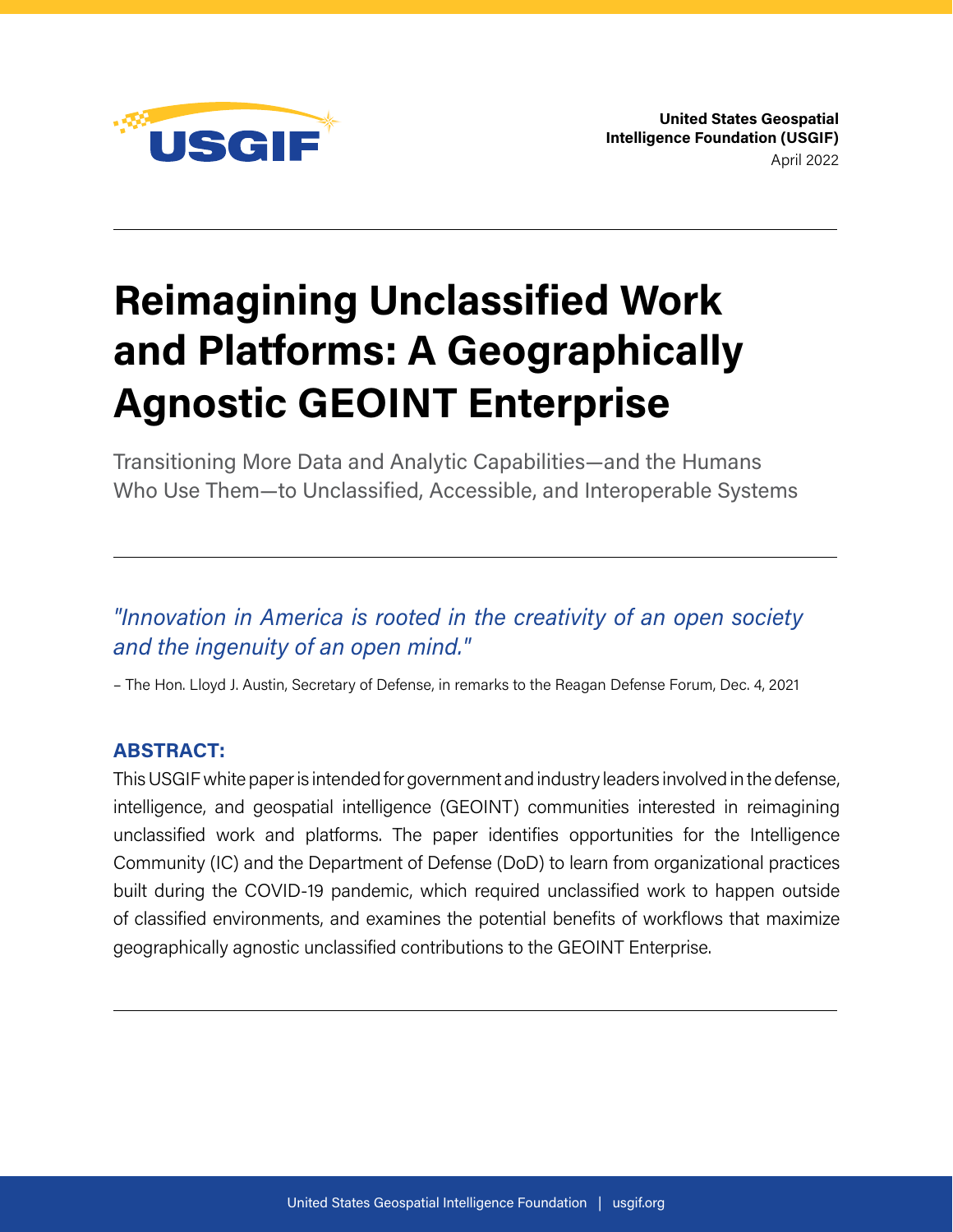**United States Geospatial Intelligence Foundation (USGIF)**
April 2022

# Reimagining Unclassified Work and Platforms: A Geographically Agnostic GEOINT Enterprise

Transitioning More Data and Analytic Capabilities—and the Humans Who Use Them—to Unclassified, Accessible, and Interoperable Systems

*"Innovation in America is rooted in the creativity of an open society and the ingenuity of an open mind."*

– The Hon. Lloyd J. Austin, Secretary of Defense, in remarks to the Reagan Defense Forum, Dec. 4, 2021

**ABSTRACT:**

This USGIF white paper is intended for government and industry leaders involved in the defense, intelligence, and geospatial intelligence (GEOINT) communities interested in reimagining unclassified work and platforms. The paper identifies opportunities for the Intelligence Community (IC) and the Department of Defense (DoD) to learn from organizational practices built during the COVID-19 pandemic, which required unclassified work to happen outside of classified environments, and examines the potential benefits of workflows that maximize geographically agnostic unclassified contributions to the GEOINT Enterprise.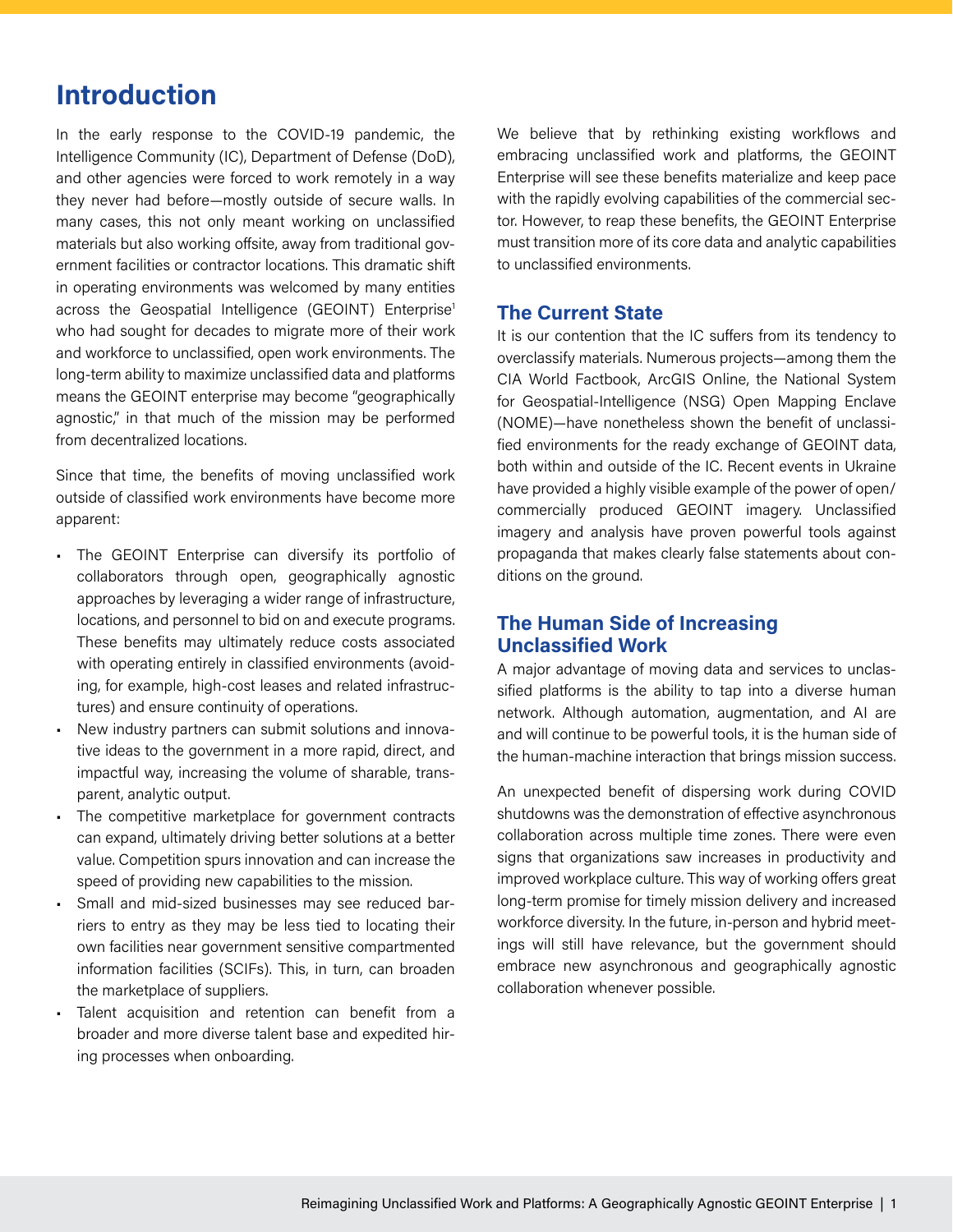# Introduction

In the early response to the COVID-19 pandemic, the Intelligence Community (IC), Department of Defense (DoD), and other agencies were forced to work remotely in a way they never had before—mostly outside of secure walls. In many cases, this not only meant working on unclassified materials but also working offsite, away from traditional government facilities or contractor locations. This dramatic shift in operating environments was welcomed by many entities across the Geospatial Intelligence (GEOINT) Enterprise[1] who had sought for decades to migrate more of their work and workforce to unclassified, open work environments. The long-term ability to maximize unclassified data and platforms means the GEOINT enterprise may become "geographically agnostic," in that much of the mission may be performed from decentralized locations.

Since that time, the benefits of moving unclassified work outside of classified work environments have become more apparent:

- The GEOINT Enterprise can diversify its portfolio of collaborators through open, geographically agnostic approaches by leveraging a wider range of infrastructure, locations, and personnel to bid on and execute programs. These benefits may ultimately reduce costs associated with operating entirely in classified environments (avoiding, for example, high-cost leases and related infrastructures) and ensure continuity of operations.
- New industry partners can submit solutions and innovative ideas to the government in a more rapid, direct, and impactful way, increasing the volume of sharable, transparent, analytic output.
- The competitive marketplace for government contracts can expand, ultimately driving better solutions at a better value. Competition spurs innovation and can increase the speed of providing new capabilities to the mission.
- Small and mid-sized businesses may see reduced barriers to entry as they may be less tied to locating their own facilities near government sensitive compartmented information facilities (SCIFs). This, in turn, can broaden the marketplace of suppliers.
- Talent acquisition and retention can benefit from a broader and more diverse talent base and expedited hiring processes when onboarding.

We believe that by rethinking existing workflows and embracing unclassified work and platforms, the GEOINT Enterprise will see these benefits materialize and keep pace with the rapidly evolving capabilities of the commercial sector. However, to reap these benefits, the GEOINT Enterprise must transition more of its core data and analytic capabilities to unclassified environments.

## The Current State

It is our contention that the IC suffers from its tendency to overclassify materials. Numerous projects—among them the CIA World Factbook, ArcGIS Online, the National System for Geospatial-Intelligence (NSG) Open Mapping Enclave (NOME)—have nonetheless shown the benefit of unclassified environments for the ready exchange of GEOINT data, both within and outside of the IC. Recent events in Ukraine have provided a highly visible example of the power of open/commercially produced GEOINT imagery. Unclassified imagery and analysis have proven powerful tools against propaganda that makes clearly false statements about conditions on the ground.

## The Human Side of Increasing Unclassified Work

A major advantage of moving data and services to unclassified platforms is the ability to tap into a diverse human network. Although automation, augmentation, and AI are and will continue to be powerful tools, it is the human side of the human-machine interaction that brings mission success.

An unexpected benefit of dispersing work during COVID shutdowns was the demonstration of effective asynchronous collaboration across multiple time zones. There were even signs that organizations saw increases in productivity and improved workplace culture. This way of working offers great long-term promise for timely mission delivery and increased workforce diversity. In the future, in-person and hybrid meetings will still have relevance, but the government should embrace new asynchronous and geographically agnostic collaboration whenever possible.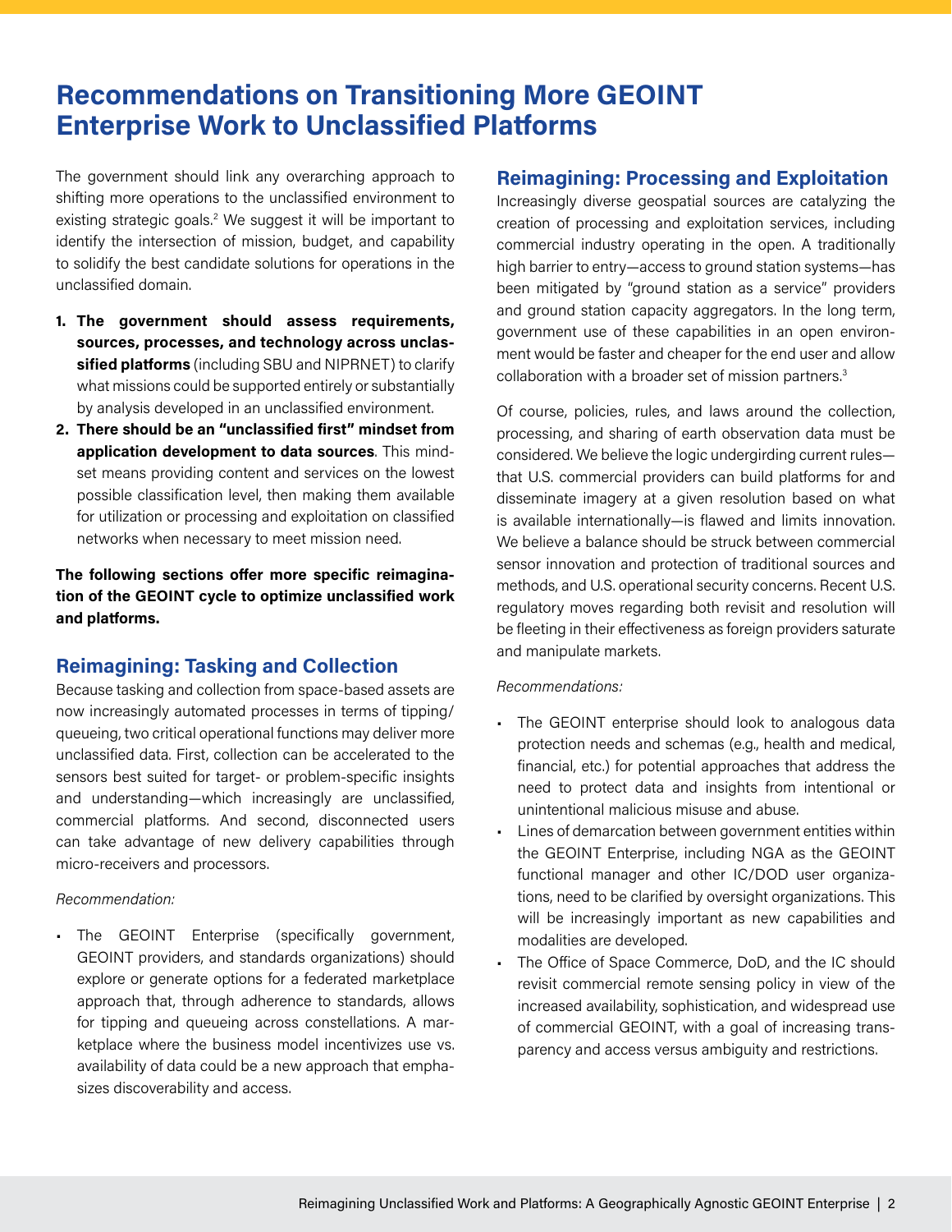# Recommendations on Transitioning More GEOINT Enterprise Work to Unclassified Platforms

The government should link any overarching approach to shifting more operations to the unclassified environment to existing strategic goals.[2] We suggest it will be important to identify the intersection of mission, budget, and capability to solidify the best candidate solutions for operations in the unclassified domain.

1. **The government should assess requirements, sources, processes, and technology across unclassified platforms** (including SBU and NIPRNET) to clarify what missions could be supported entirely or substantially by analysis developed in an unclassified environment.
2. **There should be an "unclassified first" mindset from application development to data sources**. This mindset means providing content and services on the lowest possible classification level, then making them available for utilization or processing and exploitation on classified networks when necessary to meet mission need.

**The following sections offer more specific reimagination of the GEOINT cycle to optimize unclassified work and platforms.**

## Reimagining: Tasking and Collection

Because tasking and collection from space-based assets are now increasingly automated processes in terms of tipping/queueing, two critical operational functions may deliver more unclassified data. First, collection can be accelerated to the sensors best suited for target- or problem-specific insights and understanding—which increasingly are unclassified, commercial platforms. And second, disconnected users can take advantage of new delivery capabilities through micro-receivers and processors.

*Recommendation:*

- The GEOINT Enterprise (specifically government, GEOINT providers, and standards organizations) should explore or generate options for a federated marketplace approach that, through adherence to standards, allows for tipping and queueing across constellations. A marketplace where the business model incentivizes use vs. availability of data could be a new approach that emphasizes discoverability and access.

## Reimagining: Processing and Exploitation

Increasingly diverse geospatial sources are catalyzing the creation of processing and exploitation services, including commercial industry operating in the open. A traditionally high barrier to entry—access to ground station systems—has been mitigated by "ground station as a service" providers and ground station capacity aggregators. In the long term, government use of these capabilities in an open environment would be faster and cheaper for the end user and allow collaboration with a broader set of mission partners.[3]

Of course, policies, rules, and laws around the collection, processing, and sharing of earth observation data must be considered. We believe the logic undergirding current rules—that U.S. commercial providers can build platforms for and disseminate imagery at a given resolution based on what is available internationally—is flawed and limits innovation. We believe a balance should be struck between commercial sensor innovation and protection of traditional sources and methods, and U.S. operational security concerns. Recent U.S. regulatory moves regarding both revisit and resolution will be fleeting in their effectiveness as foreign providers saturate and manipulate markets.

*Recommendations:*

- The GEOINT enterprise should look to analogous data protection needs and schemas (e.g., health and medical, financial, etc.) for potential approaches that address the need to protect data and insights from intentional or unintentional malicious misuse and abuse.
- Lines of demarcation between government entities within the GEOINT Enterprise, including NGA as the GEOINT functional manager and other IC/DOD user organizations, need to be clarified by oversight organizations. This will be increasingly important as new capabilities and modalities are developed.
- The Office of Space Commerce, DoD, and the IC should revisit commercial remote sensing policy in view of the increased availability, sophistication, and widespread use of commercial GEOINT, with a goal of increasing transparency and access versus ambiguity and restrictions.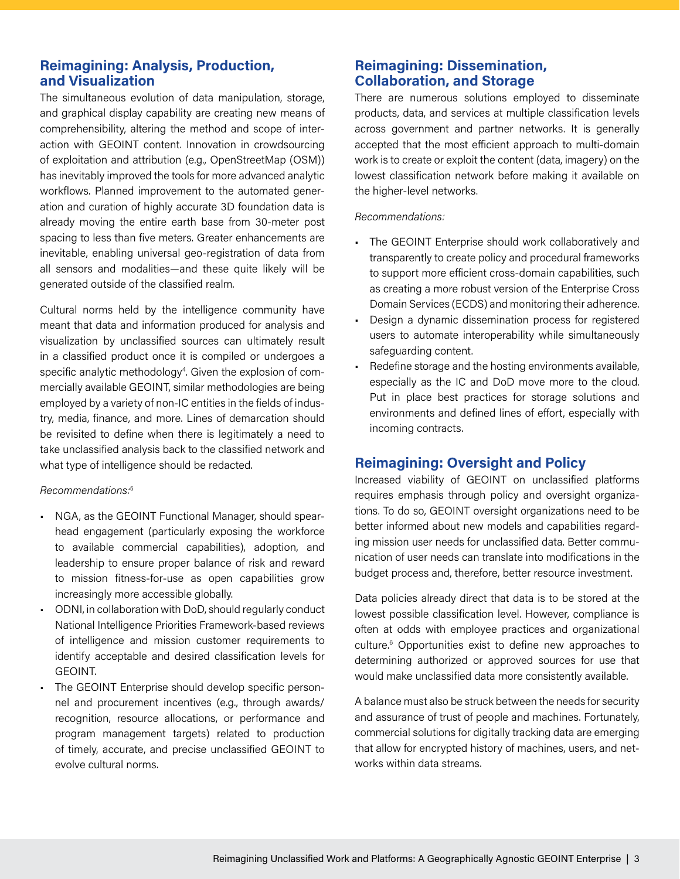## Reimagining: Analysis, Production, and Visualization

The simultaneous evolution of data manipulation, storage, and graphical display capability are creating new means of comprehensibility, altering the method and scope of interaction with GEOINT content. Innovation in crowdsourcing of exploitation and attribution (e.g., OpenStreetMap (OSM)) has inevitably improved the tools for more advanced analytic workflows. Planned improvement to the automated generation and curation of highly accurate 3D foundation data is already moving the entire earth base from 30-meter post spacing to less than five meters. Greater enhancements are inevitable, enabling universal geo-registration of data from all sensors and modalities—and these quite likely will be generated outside of the classified realm.

Cultural norms held by the intelligence community have meant that data and information produced for analysis and visualization by unclassified sources can ultimately result in a classified product once it is compiled or undergoes a specific analytic methodology[4]. Given the explosion of commercially available GEOINT, similar methodologies are being employed by a variety of non-IC entities in the fields of industry, media, finance, and more. Lines of demarcation should be revisited to define when there is legitimately a need to take unclassified analysis back to the classified network and what type of intelligence should be redacted.

*Recommendations:*[5]

- NGA, as the GEOINT Functional Manager, should spearhead engagement (particularly exposing the workforce to available commercial capabilities), adoption, and leadership to ensure proper balance of risk and reward to mission fitness-for-use as open capabilities grow increasingly more accessible globally.
- ODNI, in collaboration with DoD, should regularly conduct National Intelligence Priorities Framework-based reviews of intelligence and mission customer requirements to identify acceptable and desired classification levels for GEOINT.
- The GEOINT Enterprise should develop specific personnel and procurement incentives (e.g., through awards/recognition, resource allocations, or performance and program management targets) related to production of timely, accurate, and precise unclassified GEOINT to evolve cultural norms.

## Reimagining: Dissemination, Collaboration, and Storage

There are numerous solutions employed to disseminate products, data, and services at multiple classification levels across government and partner networks. It is generally accepted that the most efficient approach to multi-domain work is to create or exploit the content (data, imagery) on the lowest classification network before making it available on the higher-level networks.

*Recommendations:*

- The GEOINT Enterprise should work collaboratively and transparently to create policy and procedural frameworks to support more efficient cross-domain capabilities, such as creating a more robust version of the Enterprise Cross Domain Services (ECDS) and monitoring their adherence.
- Design a dynamic dissemination process for registered users to automate interoperability while simultaneously safeguarding content.
- Redefine storage and the hosting environments available, especially as the IC and DoD move more to the cloud. Put in place best practices for storage solutions and environments and defined lines of effort, especially with incoming contracts.

## Reimagining: Oversight and Policy

Increased viability of GEOINT on unclassified platforms requires emphasis through policy and oversight organizations. To do so, GEOINT oversight organizations need to be better informed about new models and capabilities regarding mission user needs for unclassified data. Better communication of user needs can translate into modifications in the budget process and, therefore, better resource investment.

Data policies already direct that data is to be stored at the lowest possible classification level. However, compliance is often at odds with employee practices and organizational culture.[6] Opportunities exist to define new approaches to determining authorized or approved sources for use that would make unclassified data more consistently available.

A balance must also be struck between the needs for security and assurance of trust of people and machines. Fortunately, commercial solutions for digitally tracking data are emerging that allow for encrypted history of machines, users, and networks within data streams.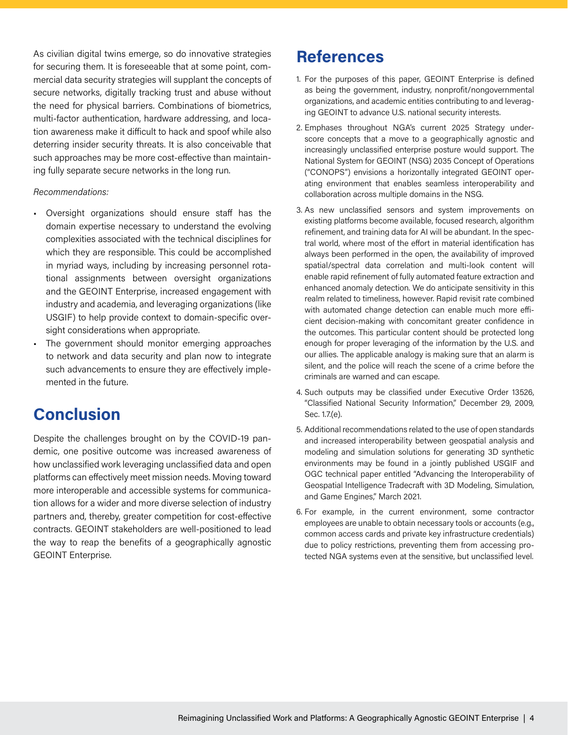As civilian digital twins emerge, so do innovative strategies for securing them. It is foreseeable that at some point, commercial data security strategies will supplant the concepts of secure networks, digitally tracking trust and abuse without the need for physical barriers. Combinations of biometrics, multi-factor authentication, hardware addressing, and location awareness make it difficult to hack and spoof while also deterring insider security threats. It is also conceivable that such approaches may be more cost-effective than maintaining fully separate secure networks in the long run.

*Recommendations:*

- Oversight organizations should ensure staff has the domain expertise necessary to understand the evolving complexities associated with the technical disciplines for which they are responsible. This could be accomplished in myriad ways, including by increasing personnel rotational assignments between oversight organizations and the GEOINT Enterprise, increased engagement with industry and academia, and leveraging organizations (like USGIF) to help provide context to domain-specific oversight considerations when appropriate.
- The government should monitor emerging approaches to network and data security and plan now to integrate such advancements to ensure they are effectively implemented in the future.

## Conclusion

Despite the challenges brought on by the COVID-19 pandemic, one positive outcome was increased awareness of how unclassified work leveraging unclassified data and open platforms can effectively meet mission needs. Moving toward more interoperable and accessible systems for communication allows for a wider and more diverse selection of industry partners and, thereby, greater competition for cost-effective contracts. GEOINT stakeholders are well-positioned to lead the way to reap the benefits of a geographically agnostic GEOINT Enterprise.

## References

1. For the purposes of this paper, GEOINT Enterprise is defined as being the government, industry, nonprofit/nongovernmental organizations, and academic entities contributing to and leveraging GEOINT to advance U.S. national security interests.
2. Emphases throughout NGA's current 2025 Strategy underscore concepts that a move to a geographically agnostic and increasingly unclassified enterprise posture would support. The National System for GEOINT (NSG) 2035 Concept of Operations ("CONOPS") envisions a horizontally integrated GEOINT operating environment that enables seamless interoperability and collaboration across multiple domains in the NSG.
3. As new unclassified sensors and system improvements on existing platforms become available, focused research, algorithm refinement, and training data for AI will be abundant. In the spectral world, where most of the effort in material identification has always been performed in the open, the availability of improved spatial/spectral data correlation and multi-look content will enable rapid refinement of fully automated feature extraction and enhanced anomaly detection. We do anticipate sensitivity in this realm related to timeliness, however. Rapid revisit rate combined with automated change detection can enable much more efficient decision-making with concomitant greater confidence in the outcomes. This particular content should be protected long enough for proper leveraging of the information by the U.S. and our allies. The applicable analogy is making sure that an alarm is silent, and the police will reach the scene of a crime before the criminals are warned and can escape.
4. Such outputs may be classified under Executive Order 13526, "Classified National Security Information," December 29, 2009, Sec. 1.7.(e).
5. Additional recommendations related to the use of open standards and increased interoperability between geospatial analysis and modeling and simulation solutions for generating 3D synthetic environments may be found in a jointly published USGIF and OGC technical paper entitled "Advancing the Interoperability of Geospatial Intelligence Tradecraft with 3D Modeling, Simulation, and Game Engines," March 2021.
6. For example, in the current environment, some contractor employees are unable to obtain necessary tools or accounts (e.g., common access cards and private key infrastructure credentials) due to policy restrictions, preventing them from accessing protected NGA systems even at the sensitive, but unclassified level.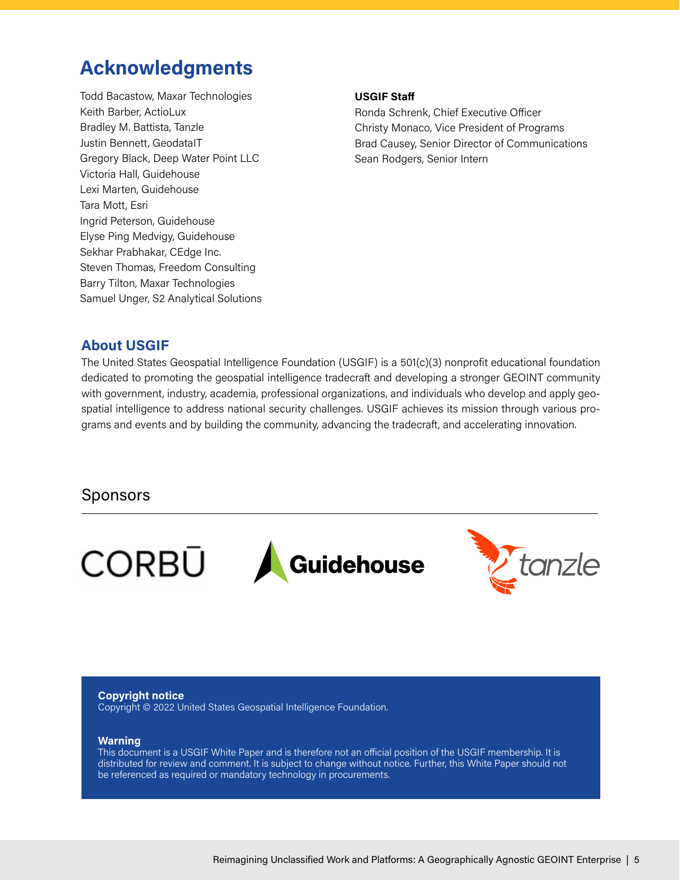## Acknowledgments

Todd Bacastow, Maxar Technologies
Keith Barber, ActioLux
Bradley M. Battista, Tanzle
Justin Bennett, GeodataIT
Gregory Black, Deep Water Point LLC
Victoria Hall, Guidehouse
Lexi Marten, Guidehouse
Tara Mott, Esri
Ingrid Peterson, Guidehouse
Elyse Ping Medvigy, Guidehouse
Sekhar Prabhakar, CEdge Inc.
Steven Thomas, Freedom Consulting
Barry Tilton, Maxar Technologies
Samuel Unger, S2 Analytical Solutions

**USGIF Staff**

Ronda Schrenk, Chief Executive Officer
Christy Monaco, Vice President of Programs
Brad Causey, Senior Director of Communications
Sean Rodgers, Senior Intern

### About USGIF

The United States Geospatial Intelligence Foundation (USGIF) is a 501(c)(3) nonprofit educational foundation dedicated to promoting the geospatial intelligence tradecraft and developing a stronger GEOINT community with government, industry, academia, professional organizations, and individuals who develop and apply geospatial intelligence to address national security challenges. USGIF achieves its mission through various programs and events and by building the community, advancing the tradecraft, and accelerating innovation.

### Sponsors

CORBŪ

Guidehouse

tanzle

**Copyright notice**
Copyright © 2022 United States Geospatial Intelligence Foundation.

**Warning**
This document is a USGIF White Paper and is therefore not an official position of the USGIF membership. It is distributed for review and comment. It is subject to change without notice. Further, this White Paper should not be referenced as required or mandatory technology in procurements.